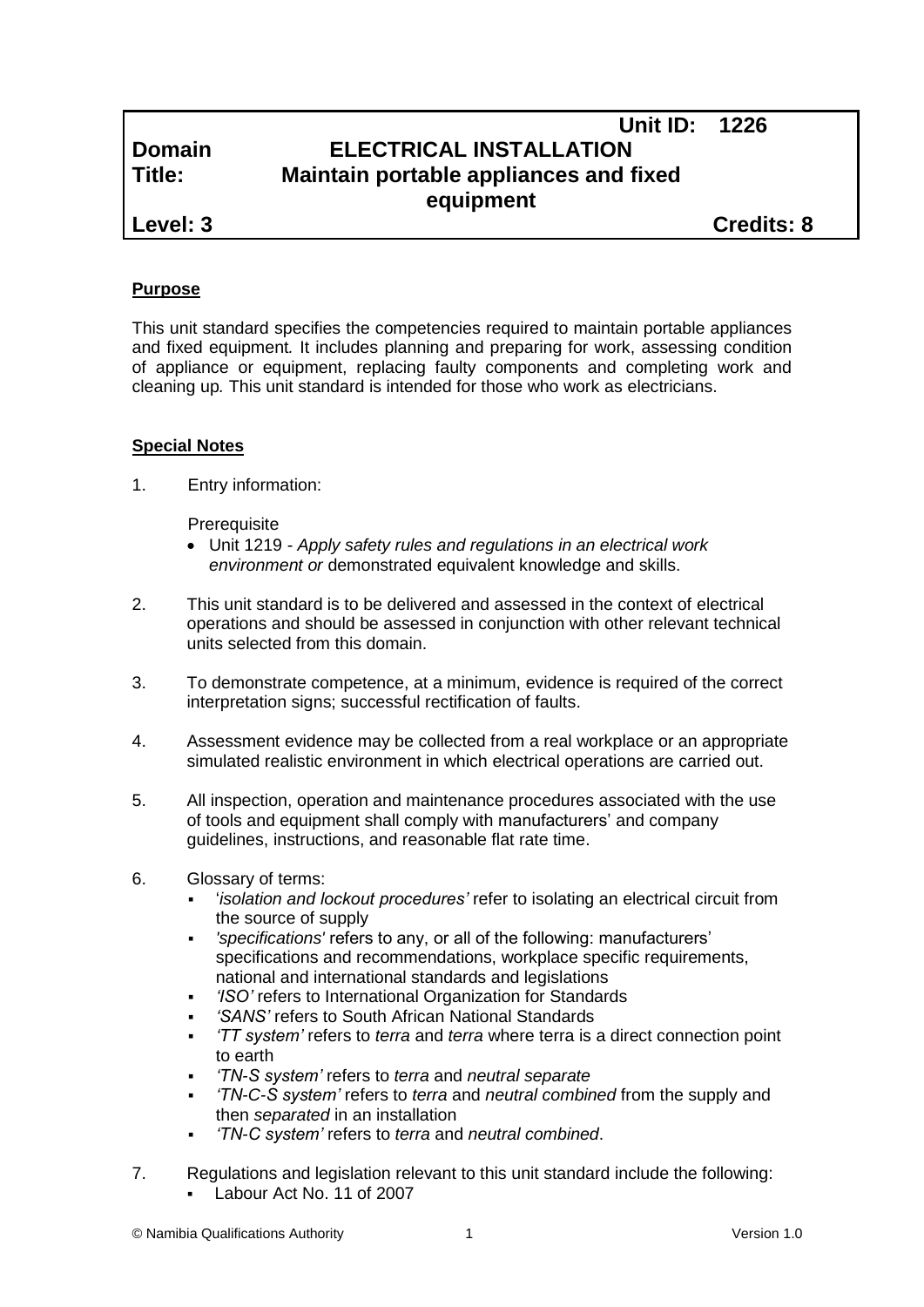| | Unit ID: 1226 | |
|---|---|---|
| **Domain** | **ELECTRICAL INSTALLATION** | |
| **Title:** | **Maintain portable appliances and fixed equipment** | |
| **Level: 3** | | **Credits: 8** |

**Purpose**

This unit standard specifies the competencies required to maintain portable appliances and fixed equipment*.* It includes planning and preparing for work, assessing condition of appliance or equipment, replacing faulty components and completing work and cleaning up*.* This unit standard is intended for those who work as electricians.

**Special Notes**

1. Entry information:

   Prerequisite
   - Unit 1219 - *Apply safety rules and regulations in an electrical work environment or* demonstrated equivalent knowledge and skills.

2. This unit standard is to be delivered and assessed in the context of electrical operations and should be assessed in conjunction with other relevant technical units selected from this domain.

3. To demonstrate competence, at a minimum, evidence is required of the correct interpretation signs; successful rectification of faults.

4. Assessment evidence may be collected from a real workplace or an appropriate simulated realistic environment in which electrical operations are carried out.

5. All inspection, operation and maintenance procedures associated with the use of tools and equipment shall comply with manufacturers' and company guidelines, instructions, and reasonable flat rate time.

6. Glossary of terms:
   - '*isolation and lockout procedures'* refer to isolating an electrical circuit from the source of supply
   - *'specifications'* refers to any, or all of the following: manufacturers' specifications and recommendations, workplace specific requirements, national and international standards and legislations
   - *'ISO'* refers to International Organization for Standards
   - *'SANS'* refers to South African National Standards
   - *'TT system'* refers to *terra* and *terra* where terra is a direct connection point to earth
   - *'TN-S system'* refers to *terra* and *neutral separate*
   - *'TN-C-S system'* refers to *terra* and *neutral combined* from the supply and then *separated* in an installation
   - *'TN-C system'* refers to *terra* and *neutral combined*.

7. Regulations and legislation relevant to this unit standard include the following:
   - Labour Act No. 11 of 2007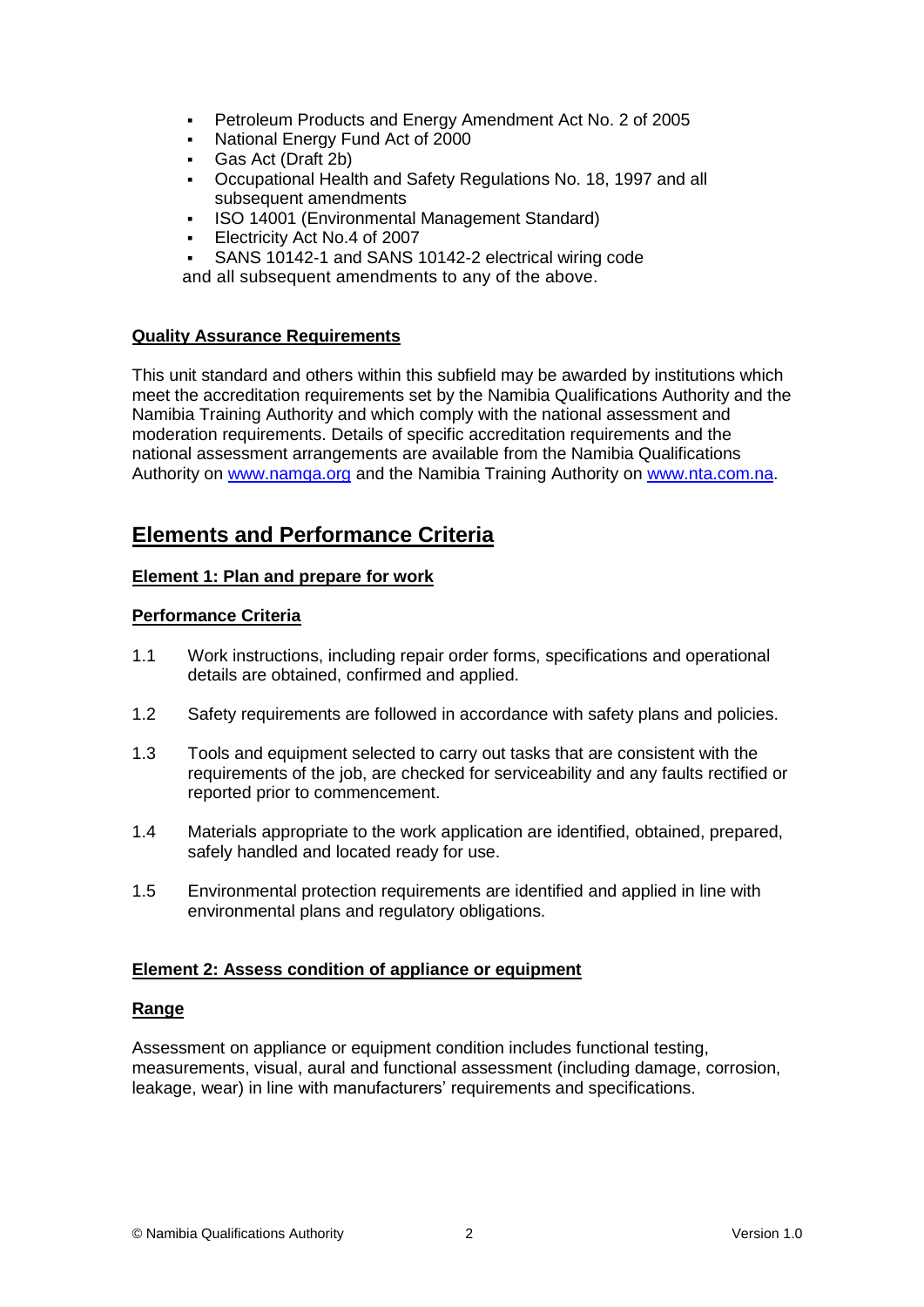- Petroleum Products and Energy Amendment Act No. 2 of 2005
- National Energy Fund Act of 2000
- Gas Act (Draft 2b)
- Occupational Health and Safety Regulations No. 18, 1997 and all subsequent amendments
- ISO 14001 (Environmental Management Standard)
- Electricity Act No.4 of 2007
- SANS 10142-1 and SANS 10142-2 electrical wiring code

and all subsequent amendments to any of the above.

**Quality Assurance Requirements**

This unit standard and others within this subfield may be awarded by institutions which meet the accreditation requirements set by the Namibia Qualifications Authority and the Namibia Training Authority and which comply with the national assessment and moderation requirements. Details of specific accreditation requirements and the national assessment arrangements are available from the Namibia Qualifications Authority on www.namqa.org and the Namibia Training Authority on www.nta.com.na.

## Elements and Performance Criteria

**Element 1: Plan and prepare for work**

**Performance Criteria**

1.1 Work instructions, including repair order forms, specifications and operational details are obtained, confirmed and applied.

1.2 Safety requirements are followed in accordance with safety plans and policies.

1.3 Tools and equipment selected to carry out tasks that are consistent with the requirements of the job, are checked for serviceability and any faults rectified or reported prior to commencement.

1.4 Materials appropriate to the work application are identified, obtained, prepared, safely handled and located ready for use.

1.5 Environmental protection requirements are identified and applied in line with environmental plans and regulatory obligations.

**Element 2: Assess condition of appliance or equipment**

**Range**

Assessment on appliance or equipment condition includes functional testing, measurements, visual, aural and functional assessment (including damage, corrosion, leakage, wear) in line with manufacturers' requirements and specifications.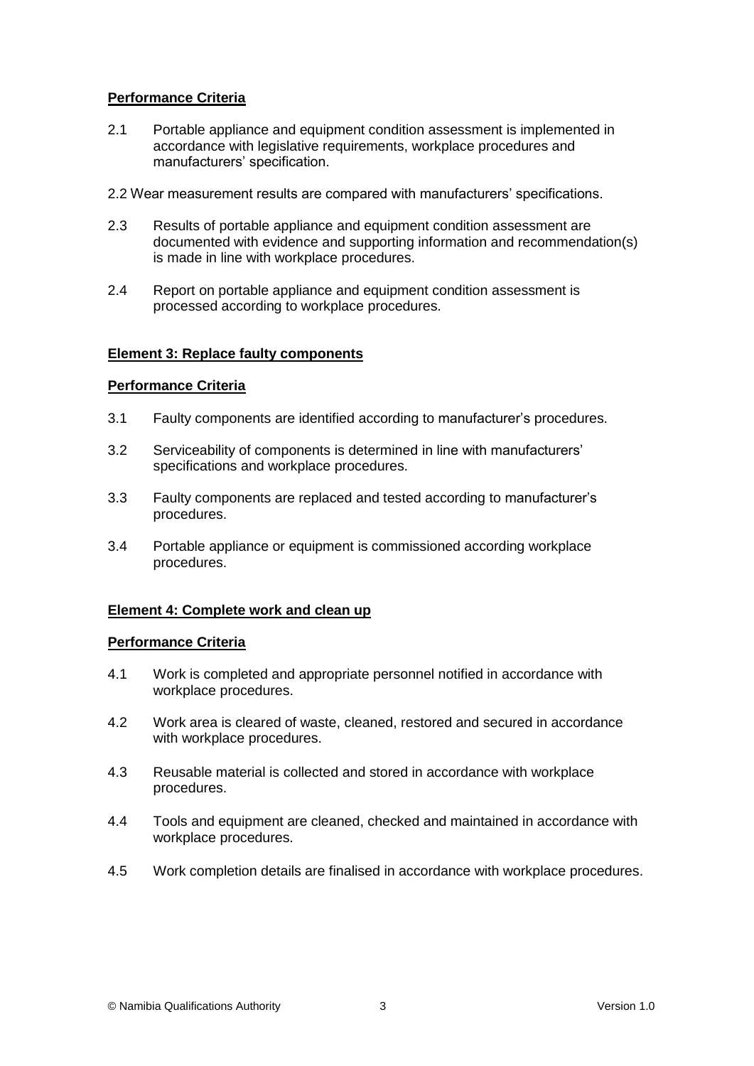**Performance Criteria**

2.1 Portable appliance and equipment condition assessment is implemented in accordance with legislative requirements, workplace procedures and manufacturers' specification.

2.2 Wear measurement results are compared with manufacturers' specifications.

2.3 Results of portable appliance and equipment condition assessment are documented with evidence and supporting information and recommendation(s) is made in line with workplace procedures.

2.4 Report on portable appliance and equipment condition assessment is processed according to workplace procedures.

**Element 3: Replace faulty components**

**Performance Criteria**

3.1 Faulty components are identified according to manufacturer's procedures.

3.2 Serviceability of components is determined in line with manufacturers' specifications and workplace procedures.

3.3 Faulty components are replaced and tested according to manufacturer's procedures.

3.4 Portable appliance or equipment is commissioned according workplace procedures.

**Element 4: Complete work and clean up**

**Performance Criteria**

4.1 Work is completed and appropriate personnel notified in accordance with workplace procedures.

4.2 Work area is cleared of waste, cleaned, restored and secured in accordance with workplace procedures.

4.3 Reusable material is collected and stored in accordance with workplace procedures.

4.4 Tools and equipment are cleaned, checked and maintained in accordance with workplace procedures.

4.5 Work completion details are finalised in accordance with workplace procedures.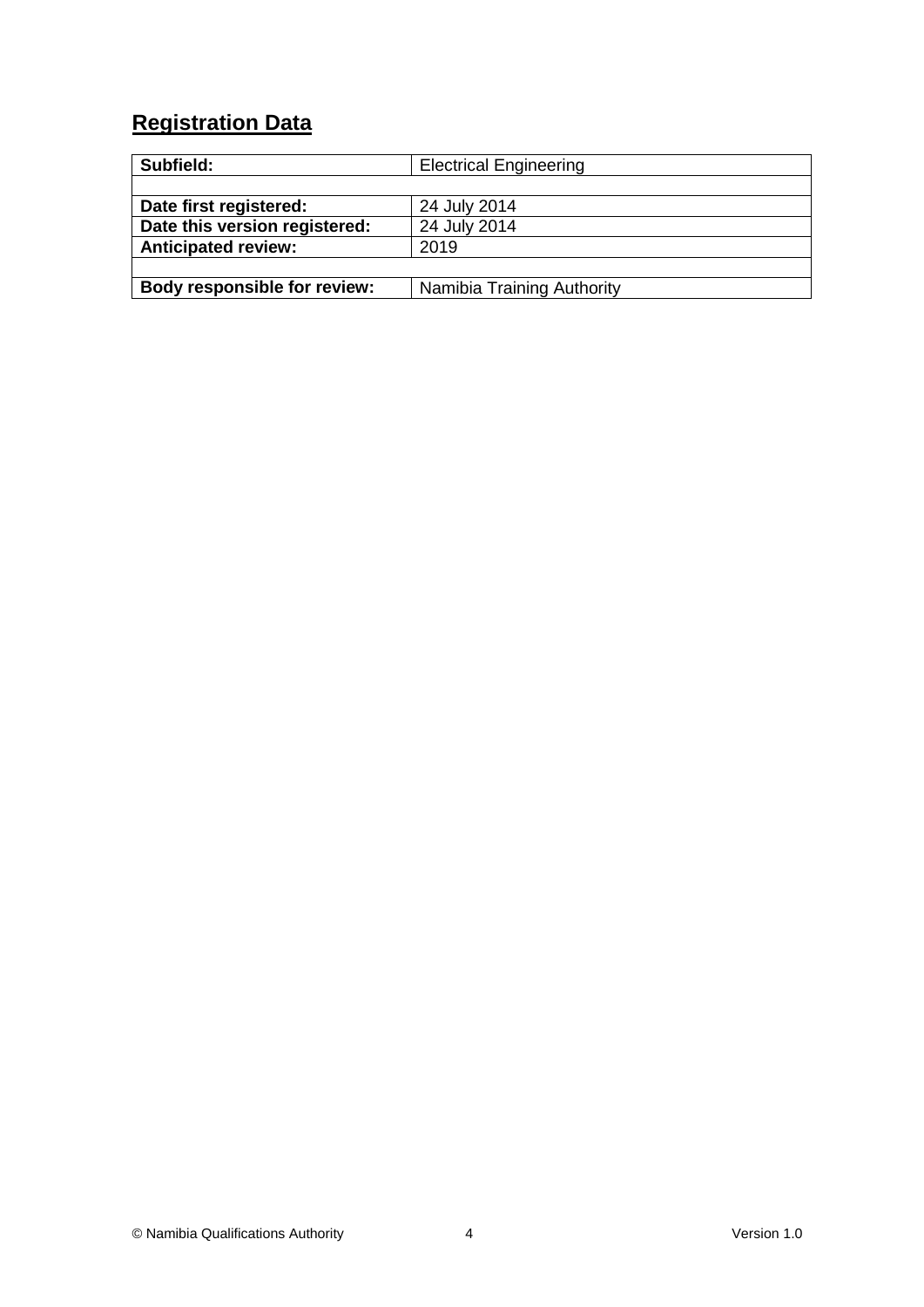## Registration Data

| | |
|---|---|
| **Subfield:** | Electrical Engineering |
| | |
| **Date first registered:** | 24 July 2014 |
| **Date this version registered:** | 24 July 2014 |
| **Anticipated review:** | 2019 |
| | |
| **Body responsible for review:** | Namibia Training Authority |